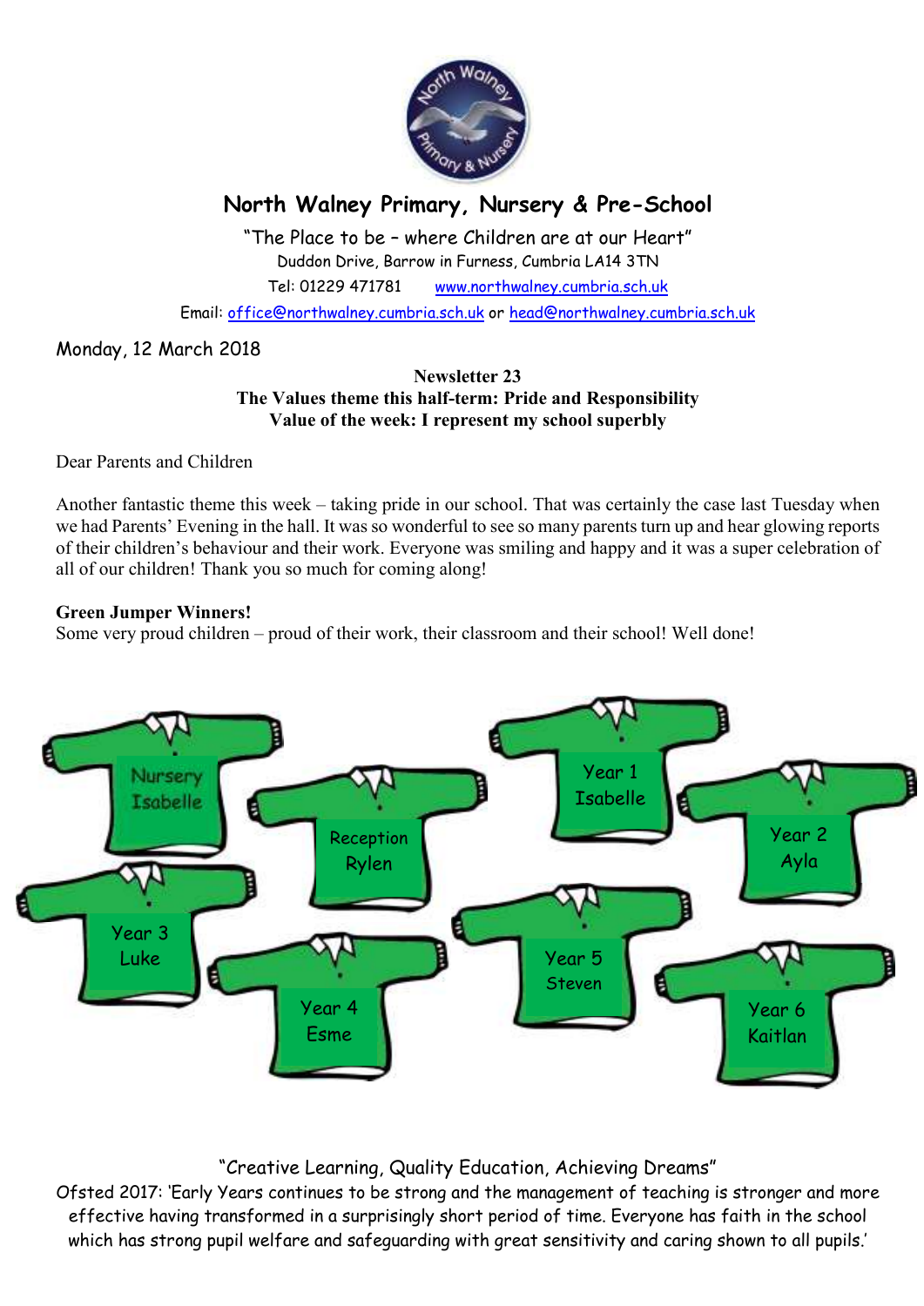# North Walney Primary, Nursery & Pre-School

"The Place to be – where Children are at our Heart"
Duddon Drive, Barrow in Furness, Cumbria LA14 3TN
Tel: 01229 471781 www.northwalney.cumbria.sch.uk
Email: office@northwalney.cumbria.sch.uk or head@northwalney.cumbria.sch.uk

Monday, 12 March 2018

**Newsletter 23**
**The Values theme this half-term: Pride and Responsibility**
**Value of the week: I represent my school superbly**

Dear Parents and Children

Another fantastic theme this week – taking pride in our school. That was certainly the case last Tuesday when we had Parents' Evening in the hall. It was so wonderful to see so many parents turn up and hear glowing reports of their children's behaviour and their work. Everyone was smiling and happy and it was a super celebration of all of our children! Thank you so much for coming along!

**Green Jumper Winners!**
Some very proud children – proud of their work, their classroom and their school! Well done!

Nursery Isabelle
Reception Rylen
Year 1 Isabelle
Year 2 Ayla
Year 3 Luke
Year 4 Esme
Year 5 Steven
Year 6 Kaitlan

"Creative Learning, Quality Education, Achieving Dreams"
Ofsted 2017: 'Early Years continues to be strong and the management of teaching is stronger and more effective having transformed in a surprisingly short period of time. Everyone has faith in the school which has strong pupil welfare and safeguarding with great sensitivity and caring shown to all pupils.'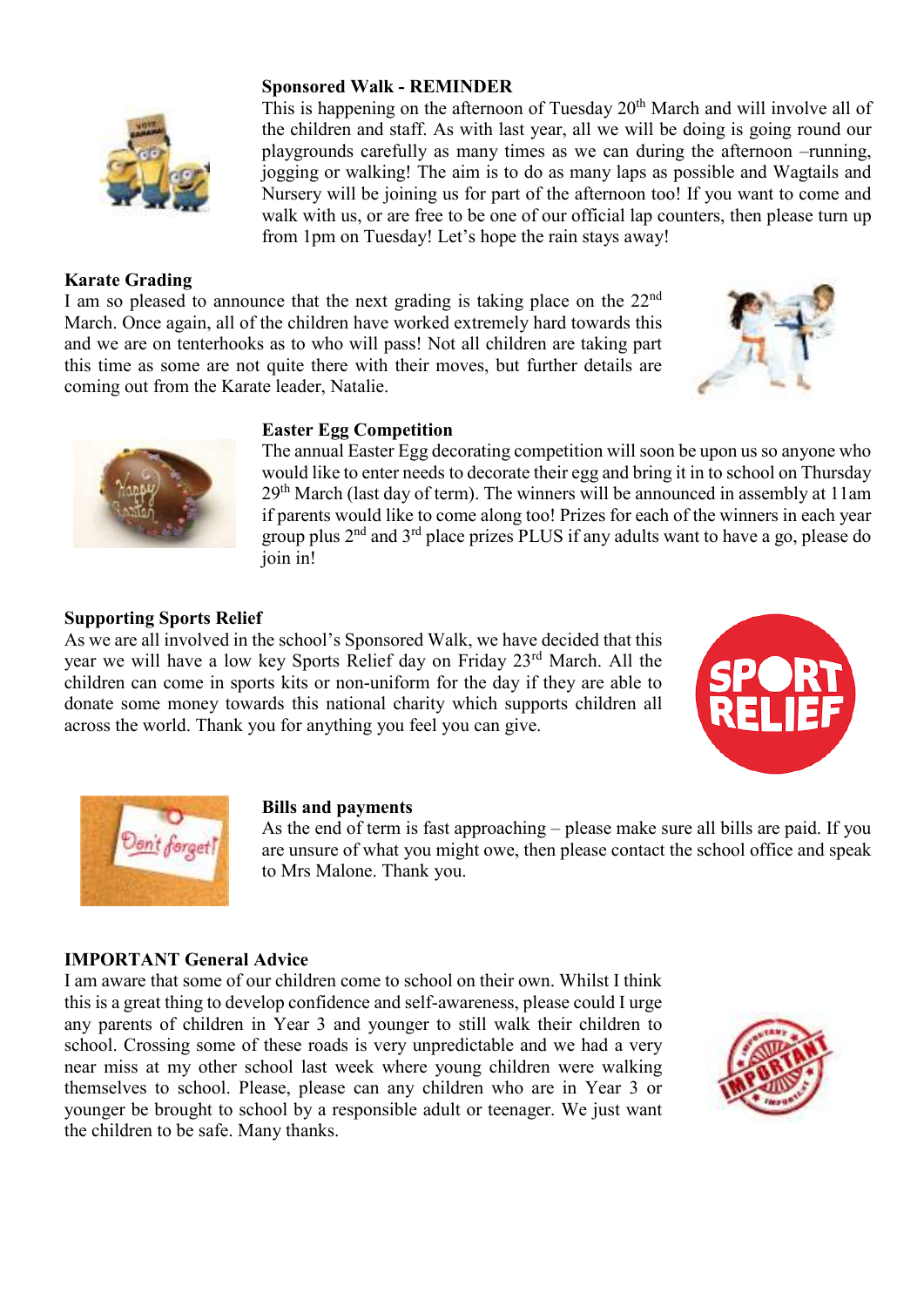**Sponsored Walk - REMINDER**

This is happening on the afternoon of Tuesday 20th March and will involve all of the children and staff. As with last year, all we will be doing is going round our playgrounds carefully as many times as we can during the afternoon –running, jogging or walking! The aim is to do as many laps as possible and Wagtails and Nursery will be joining us for part of the afternoon too! If you want to come and walk with us, or are free to be one of our official lap counters, then please turn up from 1pm on Tuesday! Let's hope the rain stays away!

**Karate Grading**

I am so pleased to announce that the next grading is taking place on the 22nd March. Once again, all of the children have worked extremely hard towards this and we are on tenterhooks as to who will pass! Not all children are taking part this time as some are not quite there with their moves, but further details are coming out from the Karate leader, Natalie.

**Easter Egg Competition**

The annual Easter Egg decorating competition will soon be upon us so anyone who would like to enter needs to decorate their egg and bring it in to school on Thursday 29th March (last day of term). The winners will be announced in assembly at 11am if parents would like to come along too! Prizes for each of the winners in each year group plus 2nd and 3rd place prizes PLUS if any adults want to have a go, please do join in!

**Supporting Sports Relief**

As we are all involved in the school's Sponsored Walk, we have decided that this year we will have a low key Sports Relief day on Friday 23rd March. All the children can come in sports kits or non-uniform for the day if they are able to donate some money towards this national charity which supports children all across the world. Thank you for anything you feel you can give.

**Bills and payments**

As the end of term is fast approaching – please make sure all bills are paid. If you are unsure of what you might owe, then please contact the school office and speak to Mrs Malone. Thank you.

**IMPORTANT General Advice**

I am aware that some of our children come to school on their own. Whilst I think this is a great thing to develop confidence and self-awareness, please could I urge any parents of children in Year 3 and younger to still walk their children to school. Crossing some of these roads is very unpredictable and we had a very near miss at my other school last week where young children were walking themselves to school. Please, please can any children who are in Year 3 or younger be brought to school by a responsible adult or teenager. We just want the children to be safe. Many thanks.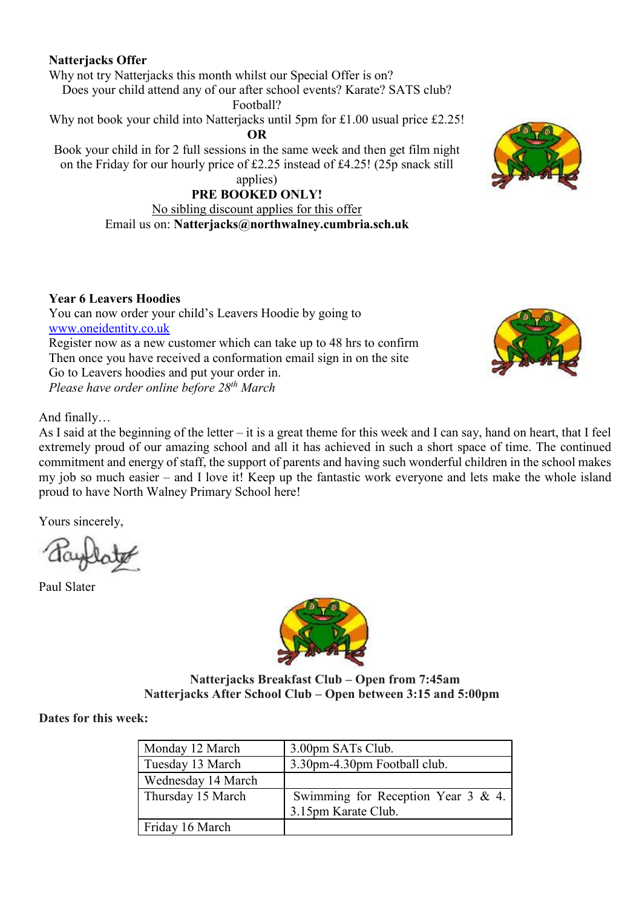**Natterjacks Offer**

Why not try Natterjacks this month whilst our Special Offer is on?

Does your child attend any of our after school events? Karate? SATS club? Football?

Why not book your child into Natterjacks until 5pm for £1.00 usual price £2.25!

**OR**

Book your child in for 2 full sessions in the same week and then get film night on the Friday for our hourly price of £2.25 instead of £4.25! (25p snack still applies)

**PRE BOOKED ONLY!**

No sibling discount applies for this offer

Email us on: **Natterjacks@northwalney.cumbria.sch.uk**

**Year 6 Leavers Hoodies**

You can now order your child's Leavers Hoodie by going to www.oneidentity.co.uk

Register now as a new customer which can take up to 48 hrs to confirm

Then once you have received a conformation email sign in on the site

Go to Leavers hoodies and put your order in.

*Please have order online before 28th March*

And finally…

As I said at the beginning of the letter – it is a great theme for this week and I can say, hand on heart, that I feel extremely proud of our amazing school and all it has achieved in such a short space of time. The continued commitment and energy of staff, the support of parents and having such wonderful children in the school makes my job so much easier – and I love it! Keep up the fantastic work everyone and lets make the whole island proud to have North Walney Primary School here!

Yours sincerely,

Paul Slater

**Natterjacks Breakfast Club – Open from 7:45am**
**Natterjacks After School Club – Open between 3:15 and 5:00pm**

**Dates for this week:**

| | |
|---|---|
| Monday 12 March | 3.00pm SATs Club. |
| Tuesday 13 March | 3.30pm-4.30pm Football club. |
| Wednesday 14 March | |
| Thursday 15 March | Swimming for Reception Year 3 & 4. 3.15pm Karate Club. |
| Friday 16 March | |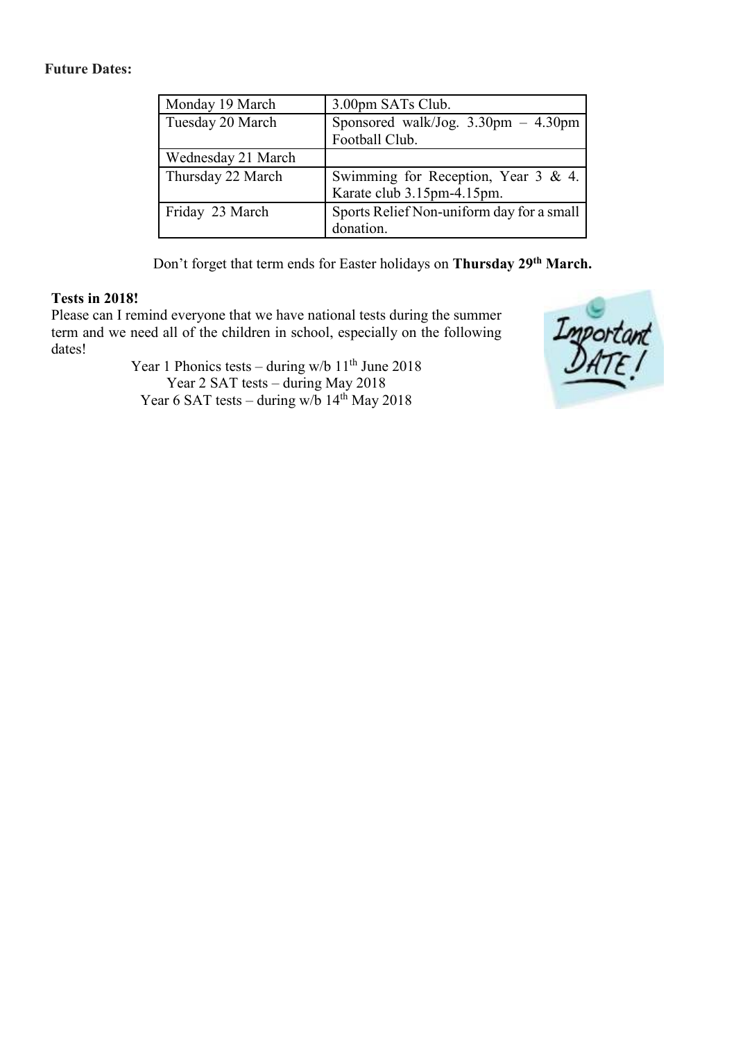**Future Dates:**

| | |
|---|---|
| Monday 19 March | 3.00pm SATs Club. |
| Tuesday 20 March | Sponsored walk/Jog. 3.30pm – 4.30pm Football Club. |
| Wednesday 21 March | |
| Thursday 22 March | Swimming for Reception, Year 3 & 4. Karate club 3.15pm-4.15pm. |
| Friday 23 March | Sports Relief Non-uniform day for a small donation. |

Don't forget that term ends for Easter holidays on **Thursday 29th March.**

**Tests in 2018!**

Please can I remind everyone that we have national tests during the summer term and we need all of the children in school, especially on the following dates!

Year 1 Phonics tests – during w/b 11th June 2018
Year 2 SAT tests – during May 2018
Year 6 SAT tests – during w/b 14th May 2018